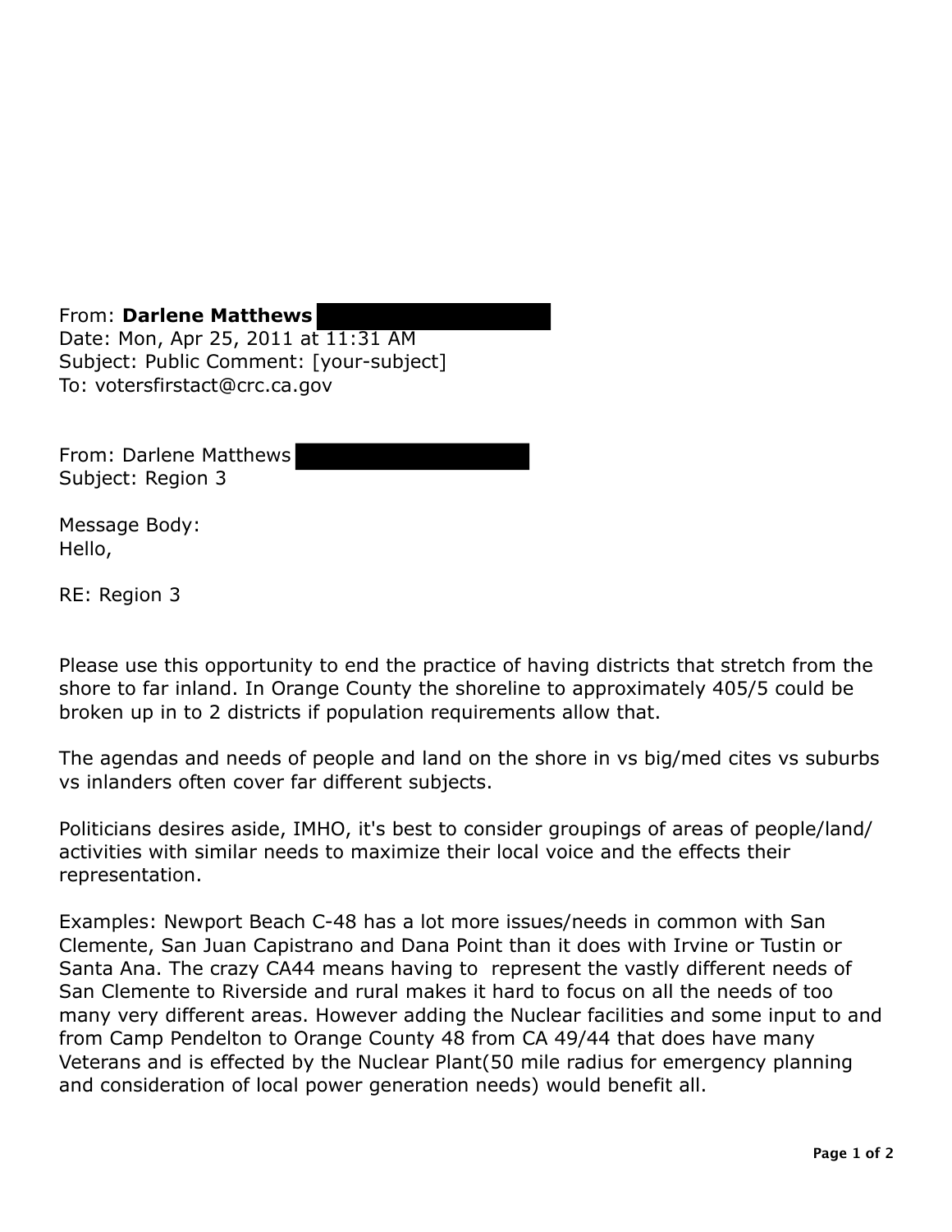From: **Darlene Matthews**
Date: Mon, Apr 25, 2011 at 11:31 AM
Subject: Public Comment: [your-subject]
To: votersfirstact@crc.ca.gov

From: Darlene Matthews
Subject: Region 3

Message Body:
Hello,

RE: Region 3

Please use this opportunity to end the practice of having districts that stretch from the shore to far inland. In Orange County the shoreline to approximately 405/5 could be broken up in to 2 districts if population requirements allow that.

The agendas and needs of people and land on the shore in vs big/med cites vs suburbs vs inlanders often cover far different subjects.

Politicians desires aside, IMHO, it's best to consider groupings of areas of people/land/activities with similar needs to maximize their local voice and the effects their representation.

Examples: Newport Beach C-48 has a lot more issues/needs in common with San Clemente, San Juan Capistrano and Dana Point than it does with Irvine or Tustin or Santa Ana. The crazy CA44 means having to represent the vastly different needs of San Clemente to Riverside and rural makes it hard to focus on all the needs of too many very different areas. However adding the Nuclear facilities and some input to and from Camp Pendelton to Orange County 48 from CA 49/44 that does have many Veterans and is effected by the Nuclear Plant(50 mile radius for emergency planning and consideration of local power generation needs) would benefit all.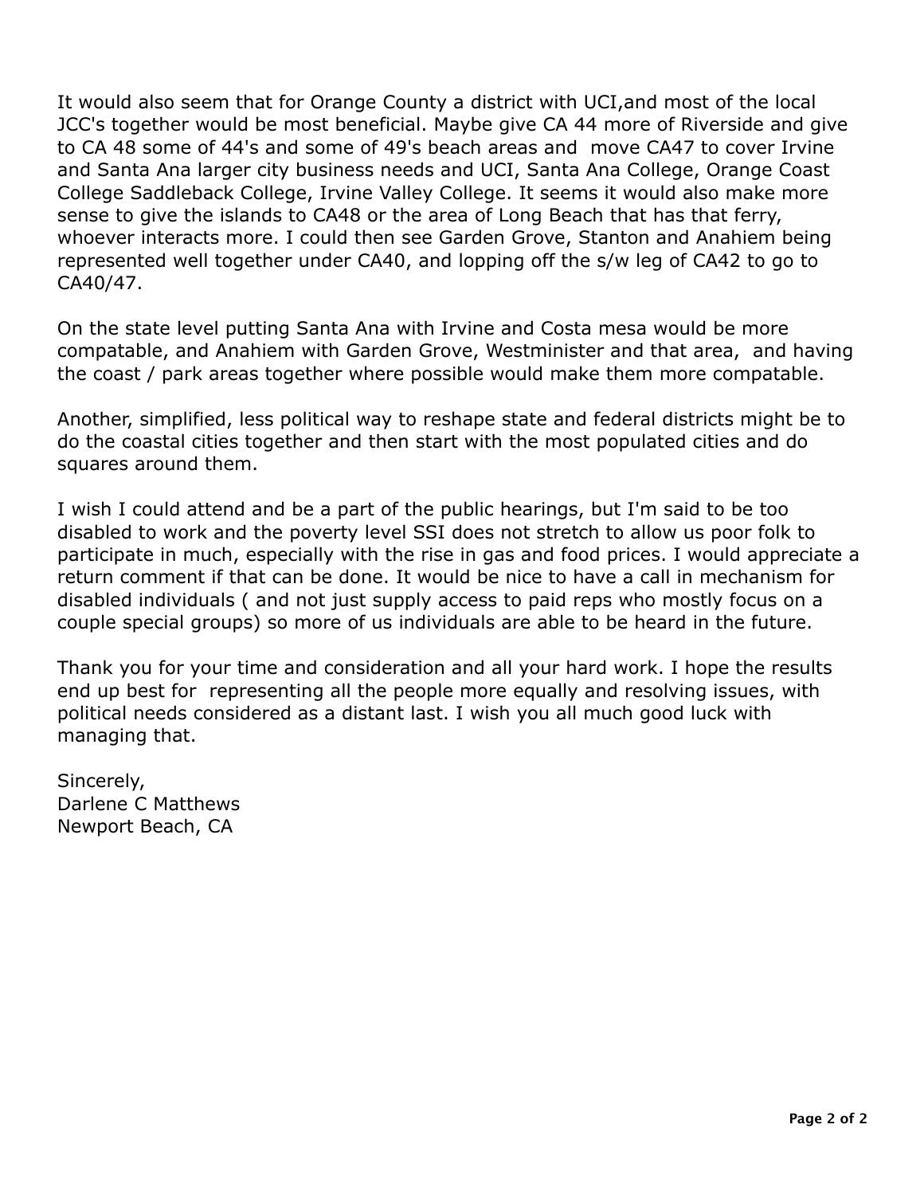It would also seem that for Orange County a district with UCI,and most of the local JCC's together would be most beneficial. Maybe give CA 44 more of Riverside and give to CA 48 some of 44's and some of 49's beach areas and move CA47 to cover Irvine and Santa Ana larger city business needs and UCI, Santa Ana College, Orange Coast College Saddleback College, Irvine Valley College. It seems it would also make more sense to give the islands to CA48 or the area of Long Beach that has that ferry, whoever interacts more. I could then see Garden Grove, Stanton and Anahiem being represented well together under CA40, and lopping off the s/w leg of CA42 to go to CA40/47.

On the state level putting Santa Ana with Irvine and Costa mesa would be more compatable, and Anahiem with Garden Grove, Westminister and that area, and having the coast / park areas together where possible would make them more compatable.

Another, simplified, less political way to reshape state and federal districts might be to do the coastal cities together and then start with the most populated cities and do squares around them.

I wish I could attend and be a part of the public hearings, but I'm said to be too disabled to work and the poverty level SSI does not stretch to allow us poor folk to participate in much, especially with the rise in gas and food prices. I would appreciate a return comment if that can be done. It would be nice to have a call in mechanism for disabled individuals ( and not just supply access to paid reps who mostly focus on a couple special groups) so more of us individuals are able to be heard in the future.

Thank you for your time and consideration and all your hard work. I hope the results end up best for representing all the people more equally and resolving issues, with political needs considered as a distant last. I wish you all much good luck with managing that.

Sincerely,
Darlene C Matthews
Newport Beach, CA